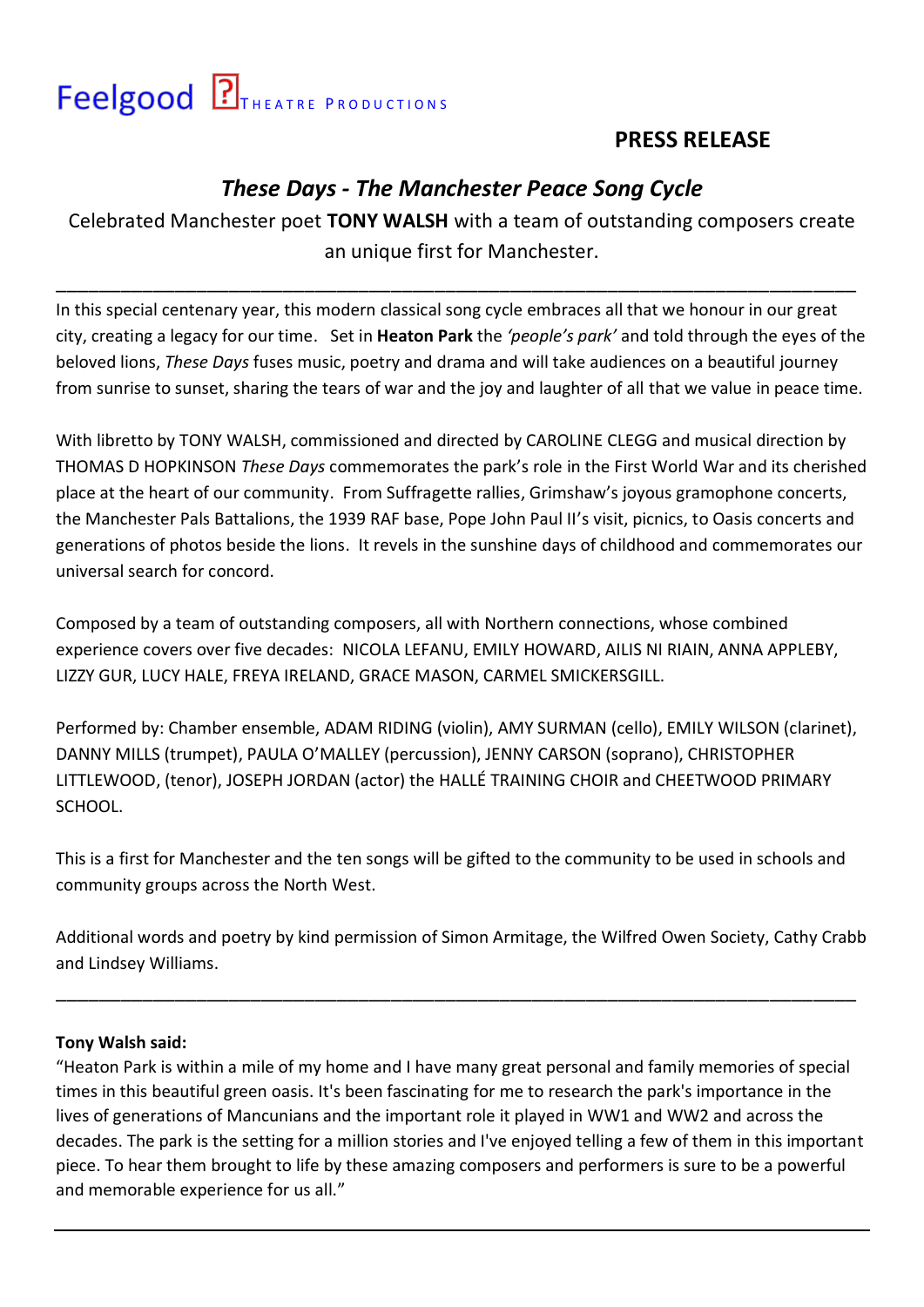Feelgood THEATRE PRODUCTIONS

**PRESS RELEASE**

## *These Days - The Manchester Peace Song Cycle*

Celebrated Manchester poet **TONY WALSH** with a team of outstanding composers create an unique first for Manchester.

---

In this special centenary year, this modern classical song cycle embraces all that we honour in our great city, creating a legacy for our time. Set in **Heaton Park** the *'people's park'* and told through the eyes of the beloved lions, *These Days* fuses music, poetry and drama and will take audiences on a beautiful journey from sunrise to sunset, sharing the tears of war and the joy and laughter of all that we value in peace time.

With libretto by TONY WALSH, commissioned and directed by CAROLINE CLEGG and musical direction by THOMAS D HOPKINSON *These Days* commemorates the park's role in the First World War and its cherished place at the heart of our community. From Suffragette rallies, Grimshaw's joyous gramophone concerts, the Manchester Pals Battalions, the 1939 RAF base, Pope John Paul II's visit, picnics, to Oasis concerts and generations of photos beside the lions. It revels in the sunshine days of childhood and commemorates our universal search for concord.

Composed by a team of outstanding composers, all with Northern connections, whose combined experience covers over five decades: NICOLA LEFANU, EMILY HOWARD, AILIS NI RIAIN, ANNA APPLEBY, LIZZY GUR, LUCY HALE, FREYA IRELAND, GRACE MASON, CARMEL SMICKERSGILL.

Performed by: Chamber ensemble, ADAM RIDING (violin), AMY SURMAN (cello), EMILY WILSON (clarinet), DANNY MILLS (trumpet), PAULA O'MALLEY (percussion), JENNY CARSON (soprano), CHRISTOPHER LITTLEWOOD, (tenor), JOSEPH JORDAN (actor) the HALLÉ TRAINING CHOIR and CHEETWOOD PRIMARY SCHOOL.

This is a first for Manchester and the ten songs will be gifted to the community to be used in schools and community groups across the North West.

Additional words and poetry by kind permission of Simon Armitage, the Wilfred Owen Society, Cathy Crabb and Lindsey Williams.

---

**Tony Walsh said:**

"Heaton Park is within a mile of my home and I have many great personal and family memories of special times in this beautiful green oasis. It's been fascinating for me to research the park's importance in the lives of generations of Mancunians and the important role it played in WW1 and WW2 and across the decades. The park is the setting for a million stories and I've enjoyed telling a few of them in this important piece. To hear them brought to life by these amazing composers and performers is sure to be a powerful and memorable experience for us all."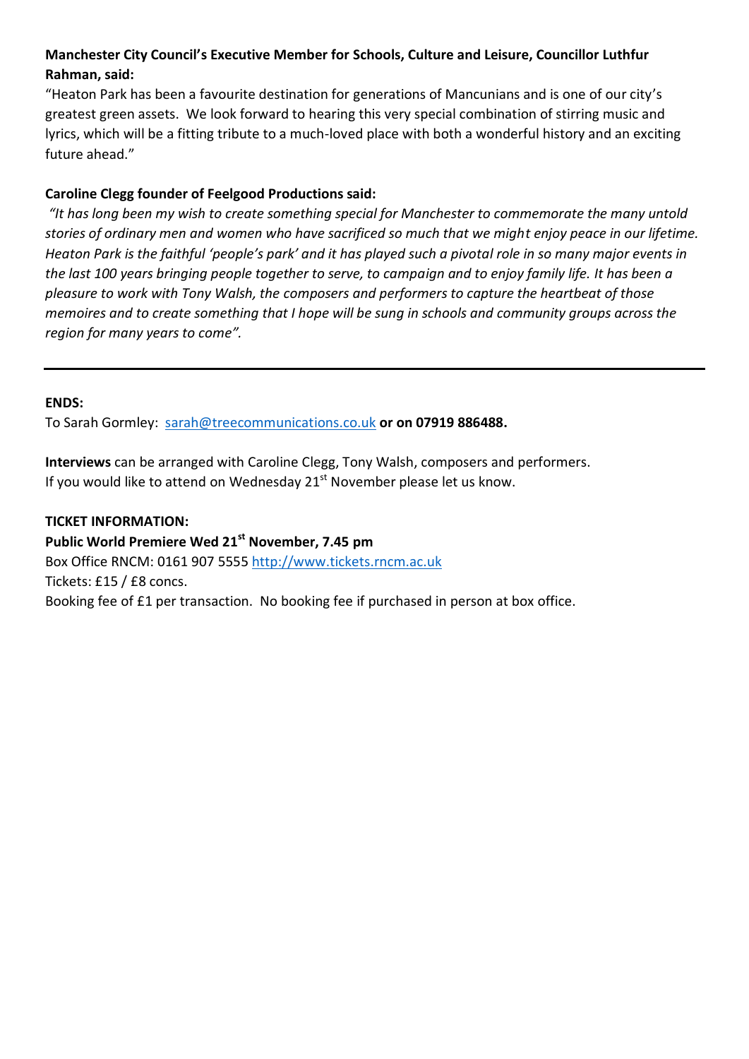**Manchester City Council's Executive Member for Schools, Culture and Leisure, Councillor Luthfur Rahman, said:**

"Heaton Park has been a favourite destination for generations of Mancunians and is one of our city's greatest green assets. We look forward to hearing this very special combination of stirring music and lyrics, which will be a fitting tribute to a much-loved place with both a wonderful history and an exciting future ahead."

**Caroline Clegg founder of Feelgood Productions said:**

*"It has long been my wish to create something special for Manchester to commemorate the many untold stories of ordinary men and women who have sacrificed so much that we might enjoy peace in our lifetime. Heaton Park is the faithful 'people's park' and it has played such a pivotal role in so many major events in the last 100 years bringing people together to serve, to campaign and to enjoy family life. It has been a pleasure to work with Tony Walsh, the composers and performers to capture the heartbeat of those memoires and to create something that I hope will be sung in schools and community groups across the region for many years to come".*

---

**ENDS:**

To Sarah Gormley: sarah@treecommunications.co.uk **or on 07919 886488.**

**Interviews** can be arranged with Caroline Clegg, Tony Walsh, composers and performers.
If you would like to attend on Wednesday 21st November please let us know.

**TICKET INFORMATION:**

**Public World Premiere Wed 21st November, 7.45 pm**

Box Office RNCM: 0161 907 5555 http://www.tickets.rncm.ac.uk
Tickets: £15 / £8 concs.
Booking fee of £1 per transaction. No booking fee if purchased in person at box office.